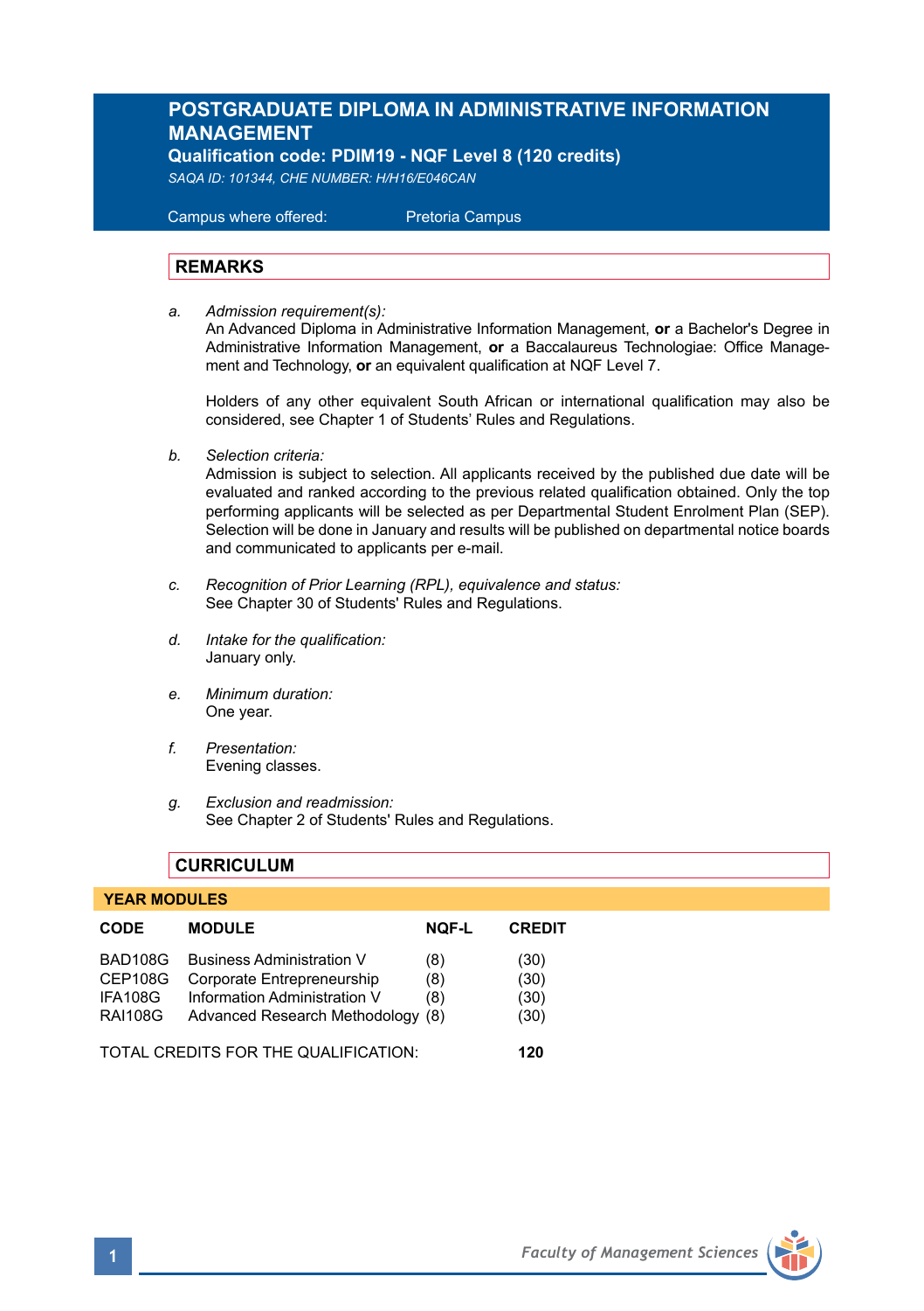# POSTGRADUATE DIPLOMA IN ADMINISTRATIVE INFORMATION MANAGEMENT

**Qualification code: PDIM19 - NQF Level 8 (120 credits)**

*SAQA ID: 101344, CHE NUMBER: H/H16/E046CAN*

Campus where offered: Pretoria Campus

## REMARKS

a. *Admission requirement(s):*
An Advanced Diploma in Administrative Information Management, **or** a Bachelor's Degree in Administrative Information Management, **or** a Baccalaureus Technologiae: Office Management and Technology, **or** an equivalent qualification at NQF Level 7.

Holders of any other equivalent South African or international qualification may also be considered, see Chapter 1 of Students' Rules and Regulations.

b. *Selection criteria:*
Admission is subject to selection. All applicants received by the published due date will be evaluated and ranked according to the previous related qualification obtained. Only the top performing applicants will be selected as per Departmental Student Enrolment Plan (SEP). Selection will be done in January and results will be published on departmental notice boards and communicated to applicants per e-mail.

c. *Recognition of Prior Learning (RPL), equivalence and status:*
See Chapter 30 of Students' Rules and Regulations.

d. *Intake for the qualification:*
January only.

e. *Minimum duration:*
One year.

f. *Presentation:*
Evening classes.

g. *Exclusion and readmission:*
See Chapter 2 of Students' Rules and Regulations.

## CURRICULUM

**YEAR MODULES**

| CODE | MODULE | NQF-L | CREDIT |
|---|---|---|---|
| BAD108G | Business Administration V | (8) | (30) |
| CEP108G | Corporate Entrepreneurship | (8) | (30) |
| IFA108G | Information Administration V | (8) | (30) |
| RAI108G | Advanced Research Methodology | (8) | (30) |

TOTAL CREDITS FOR THE QUALIFICATION: **120**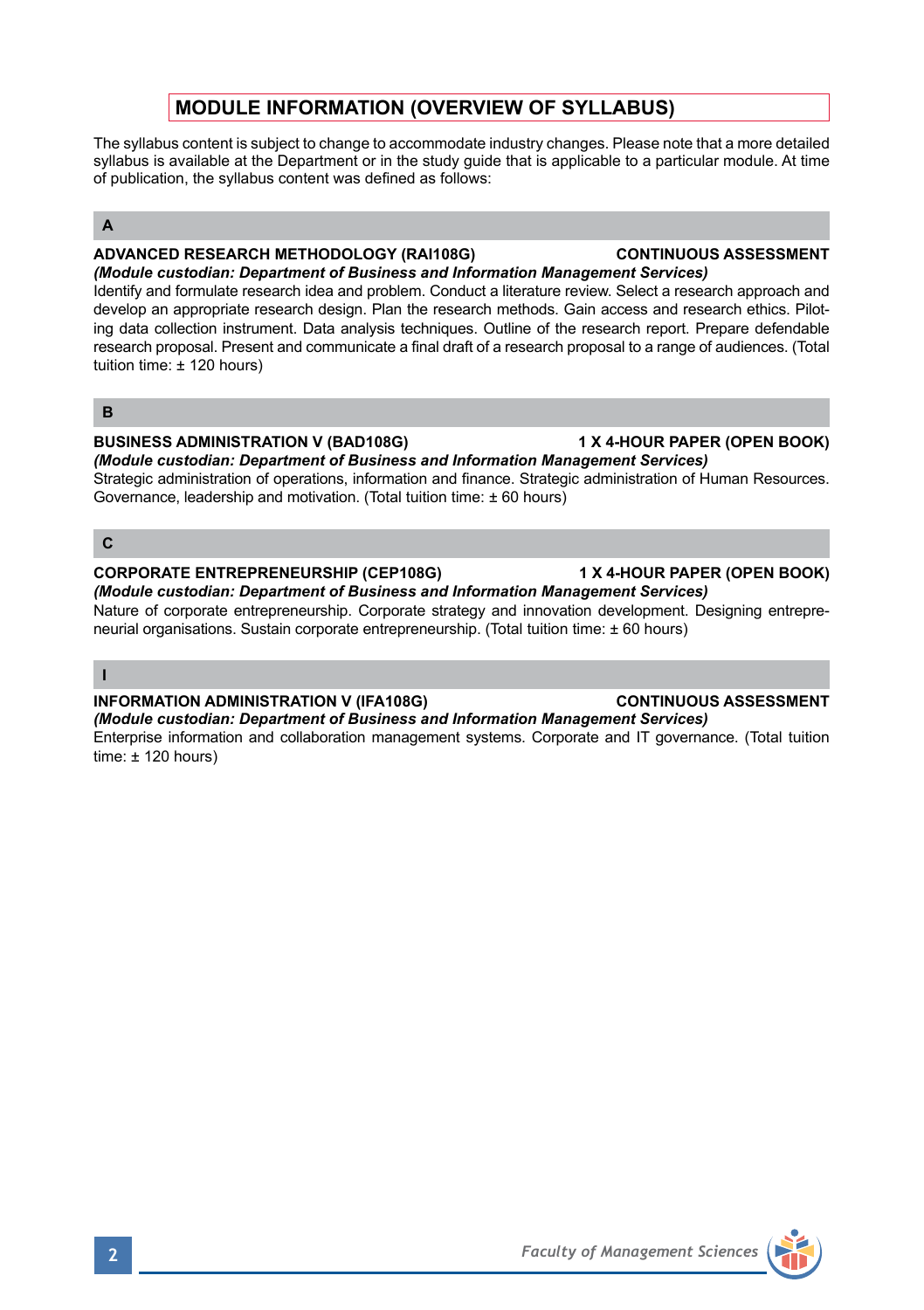# MODULE INFORMATION (OVERVIEW OF SYLLABUS)

The syllabus content is subject to change to accommodate industry changes. Please note that a more detailed syllabus is available at the Department or in the study guide that is applicable to a particular module. At time of publication, the syllabus content was defined as follows:

## A

**ADVANCED RESEARCH METHODOLOGY (RAI108G)** **CONTINUOUS ASSESSMENT**

***(Module custodian: Department of Business and Information Management Services)***

Identify and formulate research idea and problem. Conduct a literature review. Select a research approach and develop an appropriate research design. Plan the research methods. Gain access and research ethics. Piloting data collection instrument. Data analysis techniques. Outline of the research report. Prepare defendable research proposal. Present and communicate a final draft of a research proposal to a range of audiences. (Total tuition time: ± 120 hours)

## B

**BUSINESS ADMINISTRATION V (BAD108G)** **1 X 4-HOUR PAPER (OPEN BOOK)**

***(Module custodian: Department of Business and Information Management Services)***

Strategic administration of operations, information and finance. Strategic administration of Human Resources. Governance, leadership and motivation. (Total tuition time: ± 60 hours)

## C

**CORPORATE ENTREPRENEURSHIP (CEP108G)** **1 X 4-HOUR PAPER (OPEN BOOK)**

***(Module custodian: Department of Business and Information Management Services)***

Nature of corporate entrepreneurship. Corporate strategy and innovation development. Designing entrepreneurial organisations. Sustain corporate entrepreneurship. (Total tuition time: ± 60 hours)

## I

**INFORMATION ADMINISTRATION V (IFA108G)** **CONTINUOUS ASSESSMENT**

***(Module custodian: Department of Business and Information Management Services)***

Enterprise information and collaboration management systems. Corporate and IT governance. (Total tuition time: ± 120 hours)